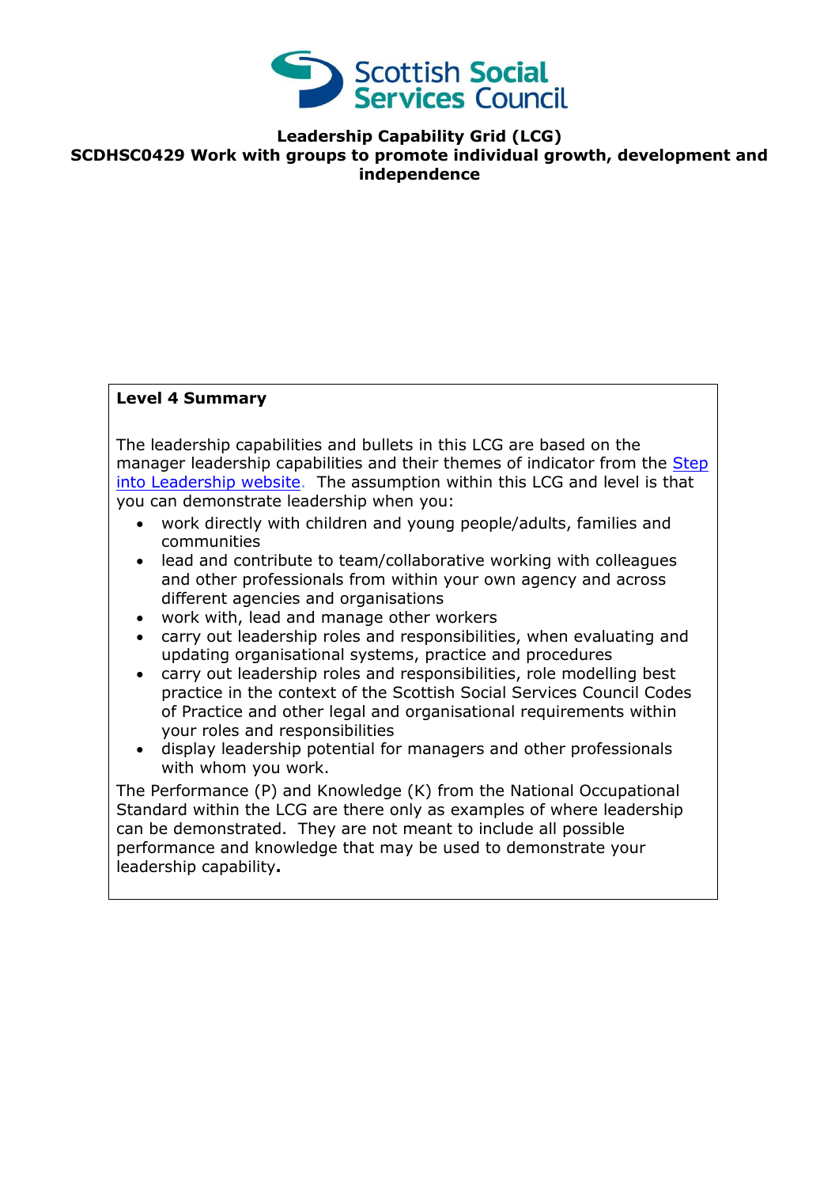Scottish Social Services Council

**Leadership Capability Grid (LCG)**
**SCDHSC0429 Work with groups to promote individual growth, development and independence**

**Level 4 Summary**

The leadership capabilities and bullets in this LCG are based on the manager leadership capabilities and their themes of indicator from the [Step into Leadership website](). The assumption within this LCG and level is that you can demonstrate leadership when you:

- work directly with children and young people/adults, families and communities
- lead and contribute to team/collaborative working with colleagues and other professionals from within your own agency and across different agencies and organisations
- work with, lead and manage other workers
- carry out leadership roles and responsibilities, when evaluating and updating organisational systems, practice and procedures
- carry out leadership roles and responsibilities, role modelling best practice in the context of the Scottish Social Services Council Codes of Practice and other legal and organisational requirements within your roles and responsibilities
- display leadership potential for managers and other professionals with whom you work.

The Performance (P) and Knowledge (K) from the National Occupational Standard within the LCG are there only as examples of where leadership can be demonstrated. They are not meant to include all possible performance and knowledge that may be used to demonstrate your leadership capability.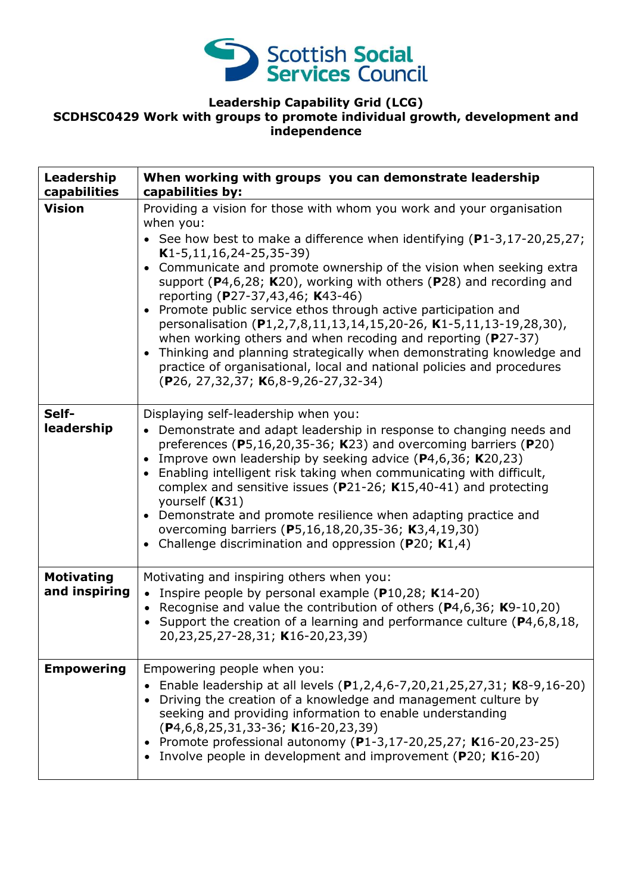**Scottish Social Services Council**

**Leadership Capability Grid (LCG)**
**SCDHSC0429 Work with groups to promote individual growth, development and independence**

| **Leadership capabilities** | **When working with groups you can demonstrate leadership capabilities by:** |
|---|---|
| **Vision** | Providing a vision for those with whom you work and your organisation when you:<br>• See how best to make a difference when identifying (**P**1-3,17-20,25,27; **K**1-5,11,16,24-25,35-39)<br>• Communicate and promote ownership of the vision when seeking extra support (**P**4,6,28; **K**20), working with others (**P**28) and recording and reporting (**P**27-37,43,46; **K**43-46)<br>• Promote public service ethos through active participation and personalisation (**P**1,2,7,8,11,13,14,15,20-26, **K**1-5,11,13-19,28,30), when working others and when recoding and reporting (**P**27-37)<br>• Thinking and planning strategically when demonstrating knowledge and practice of organisational, local and national policies and procedures (**P**26, 27,32,37; **K**6,8-9,26-27,32-34) |
| **Self-leadership** | Displaying self-leadership when you:<br>• Demonstrate and adapt leadership in response to changing needs and preferences (**P**5,16,20,35-36; **K**23) and overcoming barriers (**P**20)<br>• Improve own leadership by seeking advice (**P**4,6,36; **K**20,23)<br>• Enabling intelligent risk taking when communicating with difficult, complex and sensitive issues (**P**21-26; **K**15,40-41) and protecting yourself (**K**31)<br>• Demonstrate and promote resilience when adapting practice and overcoming barriers (**P**5,16,18,20,35-36; **K**3,4,19,30)<br>• Challenge discrimination and oppression (**P**20; **K**1,4) |
| **Motivating and inspiring** | Motivating and inspiring others when you:<br>• Inspire people by personal example (**P**10,28; **K**14-20)<br>• Recognise and value the contribution of others (**P**4,6,36; **K**9-10,20)<br>• Support the creation of a learning and performance culture (**P**4,6,8,18, 20,23,25,27-28,31; **K**16-20,23,39) |
| **Empowering** | Empowering people when you:<br>• Enable leadership at all levels (**P**1,2,4,6-7,20,21,25,27,31; **K**8-9,16-20)<br>• Driving the creation of a knowledge and management culture by seeking and providing information to enable understanding (**P**4,6,8,25,31,33-36; **K**16-20,23,39)<br>• Promote professional autonomy (**P**1-3,17-20,25,27; **K**16-20,23-25)<br>• Involve people in development and improvement (**P**20; **K**16-20) |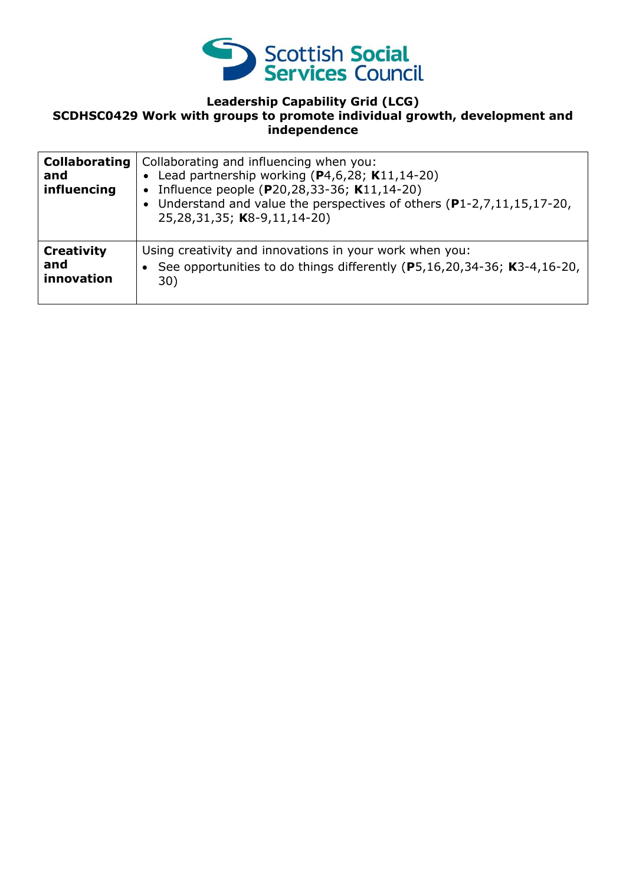**Leadership Capability Grid (LCG)**
**SCDHSC0429 Work with groups to promote individual growth, development and independence**

| | |
|---|---|
| **Collaborating and influencing** | Collaborating and influencing when you:<br>• Lead partnership working (**P**4,6,28; **K**11,14-20)<br>• Influence people (**P**20,28,33-36; **K**11,14-20)<br>• Understand and value the perspectives of others (**P**1-2,7,11,15,17-20, 25,28,31,35; **K**8-9,11,14-20) |
| **Creativity and innovation** | Using creativity and innovations in your work when you:<br>• See opportunities to do things differently (**P**5,16,20,34-36; **K**3-4,16-20, 30) |